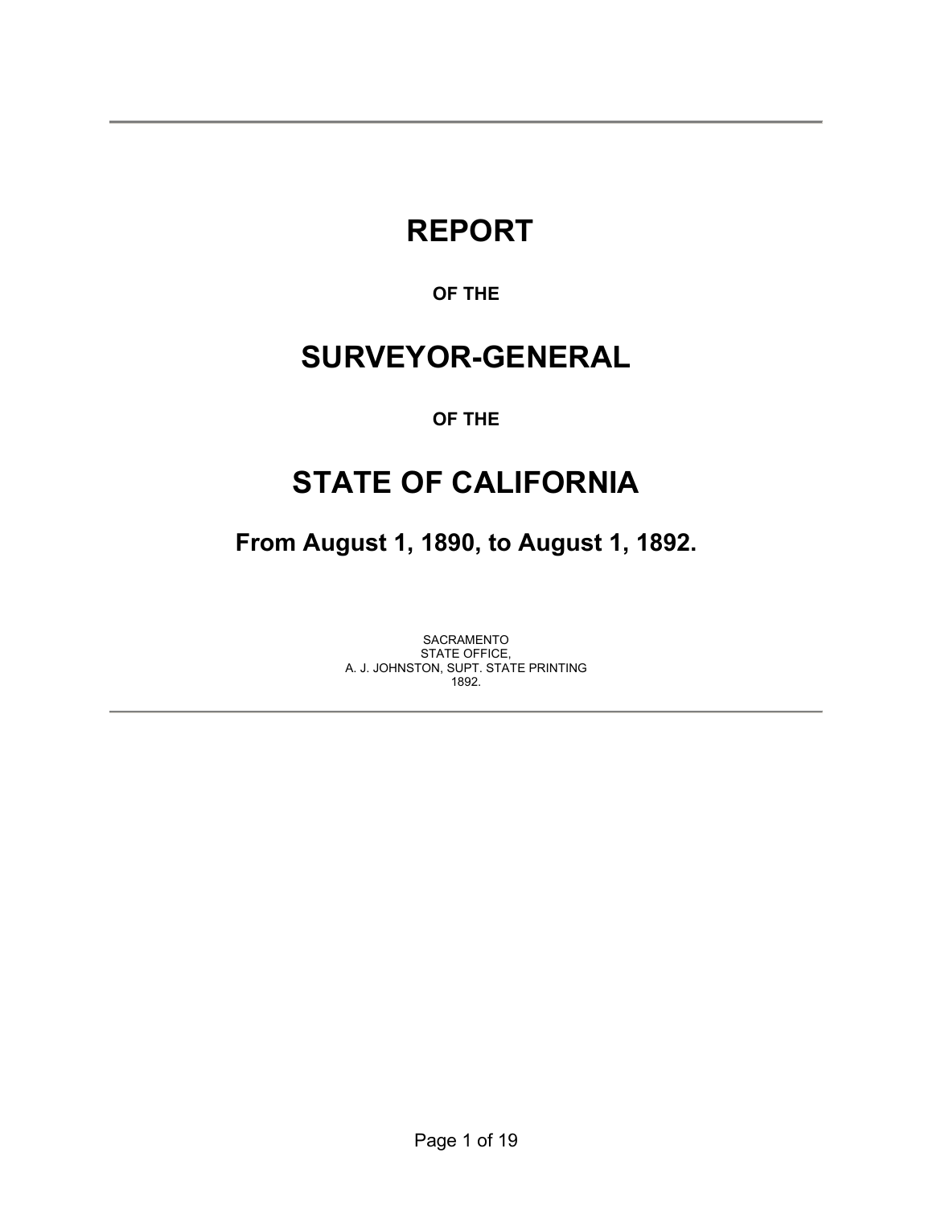# REPORT

**OF THE**

# SURVEYOR-GENERAL

**OF THE**

# STATE OF CALIFORNIA

## From August 1, 1890, to August 1, 1892.

SACRAMENTO
STATE OFFICE,
A. J. JOHNSTON, SUPT. STATE PRINTING
1892.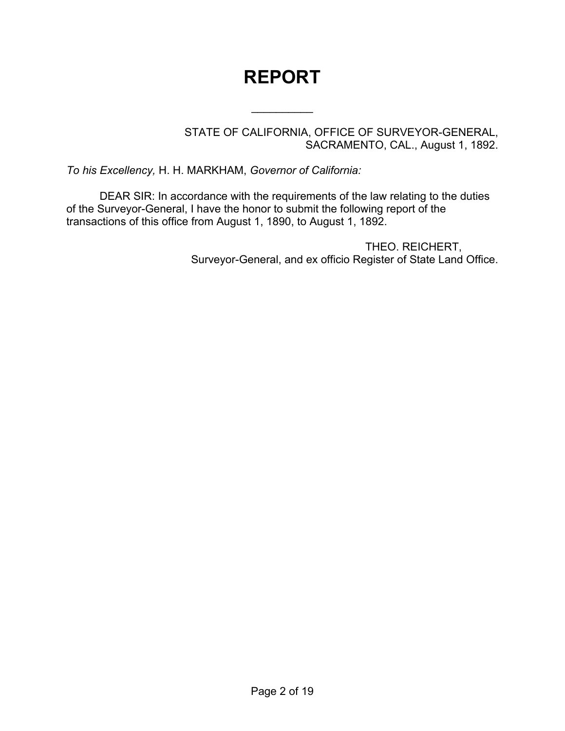# REPORT

---

STATE OF CALIFORNIA, OFFICE OF SURVEYOR-GENERAL,
SACRAMENTO, CAL., August 1, 1892.

*To his Excellency,* H. H. MARKHAM, *Governor of California:*

DEAR SIR: In accordance with the requirements of the law relating to the duties of the Surveyor-General, I have the honor to submit the following report of the transactions of this office from August 1, 1890, to August 1, 1892.

THEO. REICHERT,
Surveyor-General, and ex officio Register of State Land Office.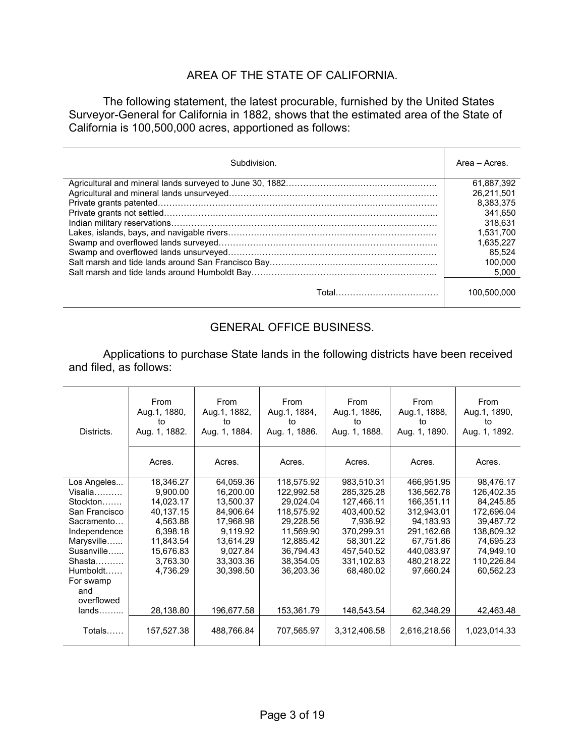## AREA OF THE STATE OF CALIFORNIA.

The following statement, the latest procurable, furnished by the United States Surveyor-General for California in 1882, shows that the estimated area of the State of California is 100,500,000 acres, apportioned as follows:

| Subdivision. | Area – Acres. |
|---|---|
| Agricultural and mineral lands surveyed to June 30, 1882…………………………………………….. | 61,887,392 |
| Agricultural and mineral lands unsurveyed……………………………………………………………… | 26,211,501 |
| Private grants patented……………………………………………………………………………………….. | 8,383,375 |
| Private grants not settled……………………………………………………………………………………... | 341,650 |
| Indian military reservations…………………………………………………………………………………… | 318,631 |
| Lakes, islands, bays, and navigable rivers………………………………………………………………. | 1,531,700 |
| Swamp and overflowed lands surveyed…………………………………………………………………... | 1,635,227 |
| Swamp and overflowed lands unsurveyed……………………………………………………………… | 85,524 |
| Salt marsh and tide lands around San Francisco Bay………………………………………………….. | 100,000 |
| Salt marsh and tide lands around Humboldt Bay……………………………………………………….. | 5,000 |
| Total……………………………… | 100,500,000 |

## GENERAL OFFICE BUSINESS.

Applications to purchase State lands in the following districts have been received and filed, as follows:

| Districts. | From Aug.1, 1880, to Aug. 1, 1882. | From Aug.1, 1882, to Aug. 1, 1884. | From Aug.1, 1884, to Aug. 1, 1886. | From Aug.1, 1886, to Aug. 1, 1888. | From Aug.1, 1888, to Aug. 1, 1890. | From Aug.1, 1890, to Aug. 1, 1892. |
|---|---|---|---|---|---|---|
| | Acres. | Acres. | Acres. | Acres. | Acres. | Acres. |
| Los Angeles... | 18,346.27 | 64,059.36 | 118,575.92 | 983,510.31 | 466,951.95 | 98,476.17 |
| Visalia………. | 9,900.00 | 16,200.00 | 122,992.58 | 285,325.28 | 136,562.78 | 126,402.35 |
| Stockton……. | 14,023.17 | 13,500.37 | 29,024.04 | 127,466.11 | 166,351.11 | 84,245.85 |
| San Francisco | 40,137.15 | 84,906.64 | 118,575.92 | 403,400.52 | 312,943.01 | 172,696.04 |
| Sacramento… | 4,563.88 | 17,968.98 | 29,228.56 | 7,936.92 | 94,183.93 | 39,487.72 |
| Independence | 6,398.18 | 9,119.92 | 11,569.90 | 370,299.31 | 291,162.68 | 138,809.32 |
| Marysville…... | 11,843.54 | 13,614.29 | 12,885.42 | 58,301.22 | 67,751.86 | 74,695.23 |
| Susanville…... | 15,676.83 | 9,027.84 | 36,794.43 | 457,540.52 | 440,083.97 | 74,949.10 |
| Shasta………. | 3,763.30 | 33,303.36 | 38,354.05 | 331,102.83 | 480,218.22 | 110,226.84 |
| Humboldt…… | 4,736.29 | 30,398.50 | 36,203.36 | 68,480.02 | 97,660.24 | 60,562.23 |
| For swamp and overflowed lands……... | 28,138.80 | 196,677.58 | 153,361.79 | 148,543.54 | 62,348.29 | 42,463.48 |
| Totals…… | 157,527.38 | 488,766.84 | 707,565.97 | 3,312,406.58 | 2,616,218.56 | 1,023,014.33 |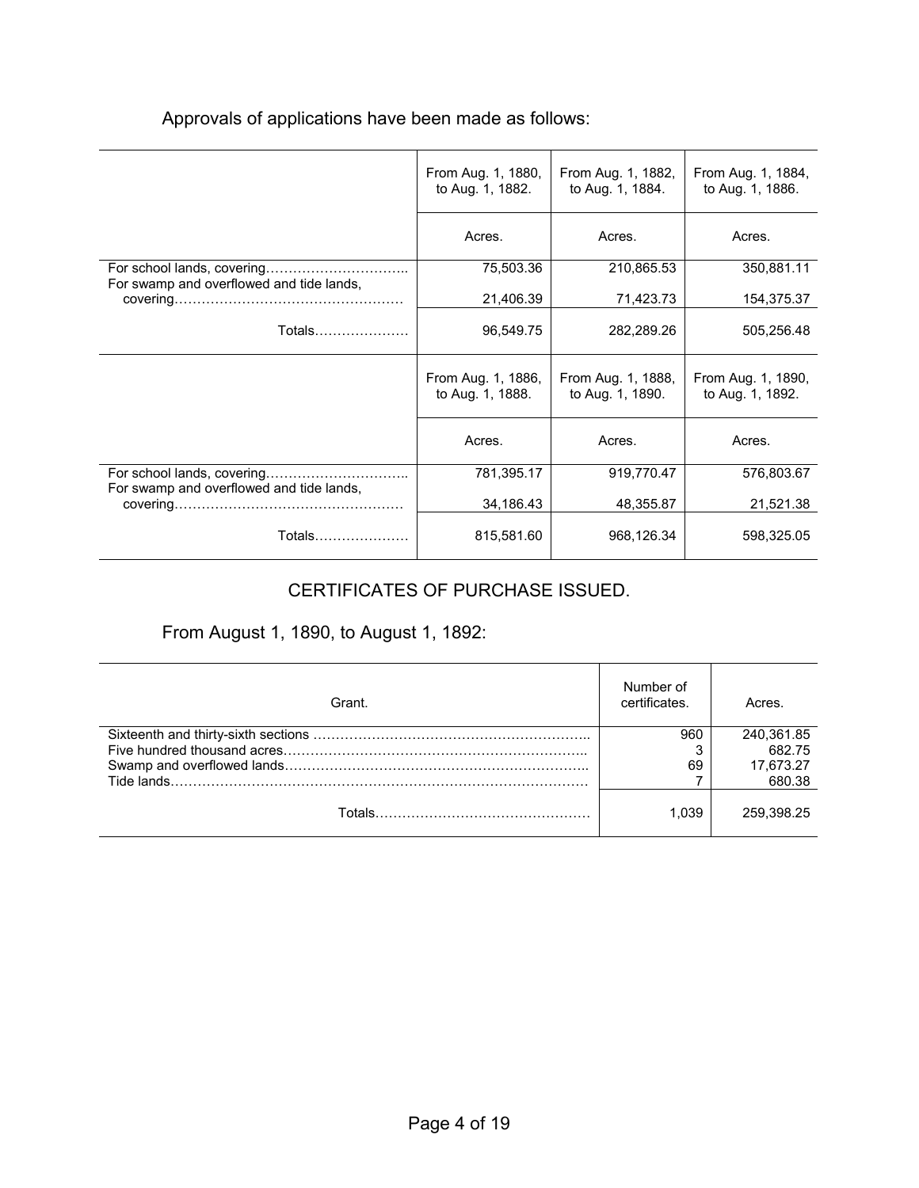Approvals of applications have been made as follows:

| | From Aug. 1, 1880, to Aug. 1, 1882. | From Aug. 1, 1882, to Aug. 1, 1884. | From Aug. 1, 1884, to Aug. 1, 1886. |
|---|---|---|---|
| | Acres. | Acres. | Acres. |
| For school lands, covering………………………….. | 75,503.36 | 210,865.53 | 350,881.11 |
| For swamp and overflowed and tide lands, covering…………………………………………… | 21,406.39 | 71,423.73 | 154,375.37 |
| Totals………………… | 96,549.75 | 282,289.26 | 505,256.48 |

| | From Aug. 1, 1886, to Aug. 1, 1888. | From Aug. 1, 1888, to Aug. 1, 1890. | From Aug. 1, 1890, to Aug. 1, 1892. |
|---|---|---|---|
| | Acres. | Acres. | Acres. |
| For school lands, covering………………………….. | 781,395.17 | 919,770.47 | 576,803.67 |
| For swamp and overflowed and tide lands, covering…………………………………………… | 34,186.43 | 48,355.87 | 21,521.38 |
| Totals………………… | 815,581.60 | 968,126.34 | 598,325.05 |

## CERTIFICATES OF PURCHASE ISSUED.

From August 1, 1890, to August 1, 1892:

| Grant. | Number of certificates. | Acres. |
|---|---|---|
| Sixteenth and thirty-sixth sections …………………………………………………….. | 960 | 240,361.85 |
| Five hundred thousand acres………………………………………………………….. | 3 | 682.75 |
| Swamp and overflowed lands………………………………………………………….. | 69 | 17,673.27 |
| Tide lands……………………………………………………………………………… | 7 | 680.38 |
| Totals………………………………………… | 1,039 | 259,398.25 |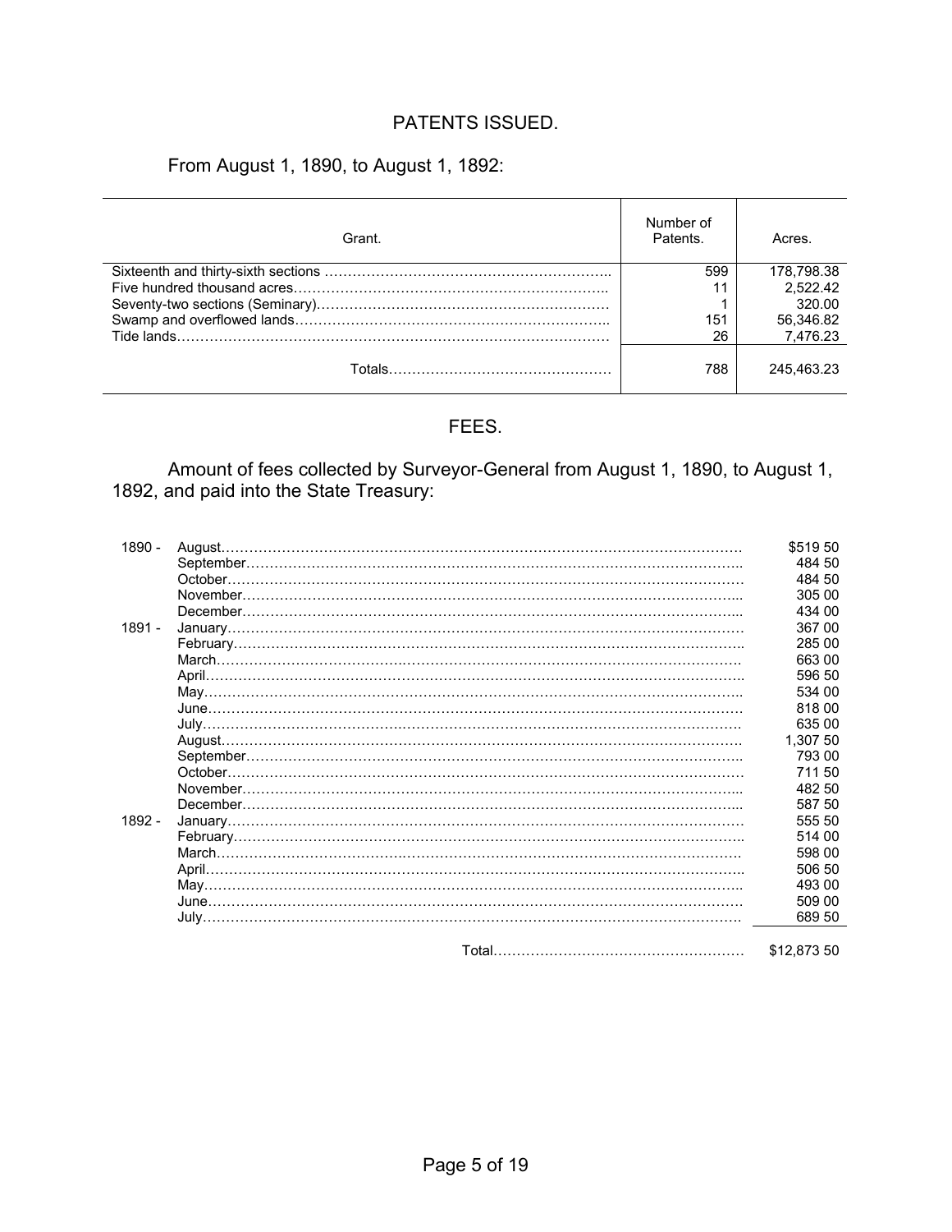## PATENTS ISSUED.

From August 1, 1890, to August 1, 1892:

| Grant. | Number of Patents. | Acres. |
|---|---|---|
| Sixteenth and thirty-sixth sections | 599 | 178,798.38 |
| Five hundred thousand acres | 11 | 2,522.42 |
| Seventy-two sections (Seminary) | 1 | 320.00 |
| Swamp and overflowed lands | 151 | 56,346.82 |
| Tide lands | 26 | 7,476.23 |
| Totals | 788 | 245,463.23 |

## FEES.

Amount of fees collected by Surveyor-General from August 1, 1890, to August 1, 1892, and paid into the State Treasury:

| Year | Month | Amount |
|---|---|---|
| 1890 - | August | $519 50 |
| | September | 484 50 |
| | October | 484 50 |
| | November | 305 00 |
| | December | 434 00 |
| 1891 - | January | 367 00 |
| | February | 285 00 |
| | March | 663 00 |
| | April | 596 50 |
| | May | 534 00 |
| | June | 818 00 |
| | July | 635 00 |
| | August | 1,307 50 |
| | September | 793 00 |
| | October | 711 50 |
| | November | 482 50 |
| | December | 587 50 |
| 1892 - | January | 555 50 |
| | February | 514 00 |
| | March | 598 00 |
| | April | 506 50 |
| | May | 493 00 |
| | June | 509 00 |
| | July | 689 50 |
| | Total | $12,873 50 |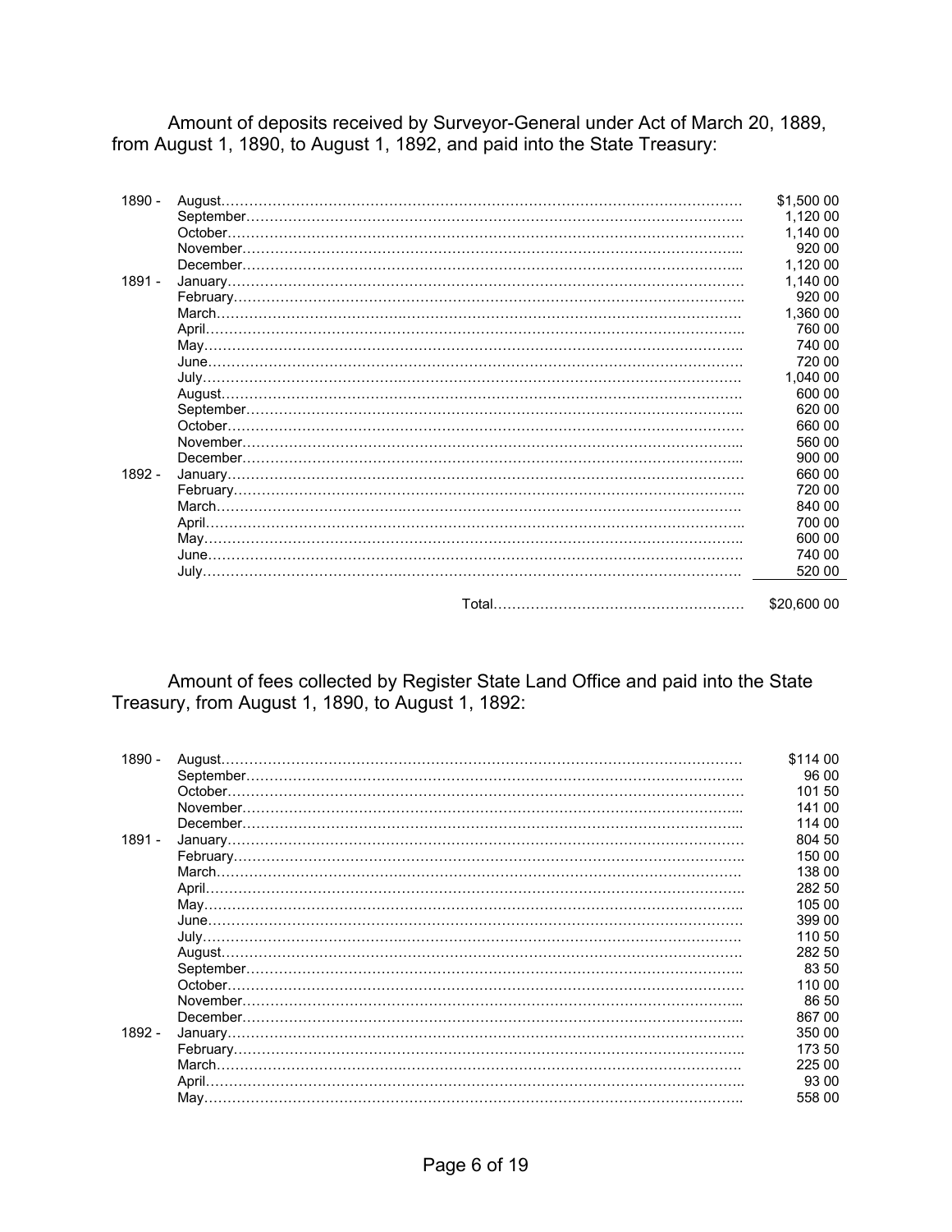Amount of deposits received by Surveyor-General under Act of March 20, 1889, from August 1, 1890, to August 1, 1892, and paid into the State Treasury:

| Year | Month | Amount |
|---|---|---|
| 1890 - | August | $1,500 00 |
| | September | 1,120 00 |
| | October | 1,140 00 |
| | November | 920 00 |
| | December | 1,120 00 |
| 1891 - | January | 1,140 00 |
| | February | 920 00 |
| | March | 1,360 00 |
| | April | 760 00 |
| | May | 740 00 |
| | June | 720 00 |
| | July | 1,040 00 |
| | August | 600 00 |
| | September | 620 00 |
| | October | 660 00 |
| | November | 560 00 |
| | December | 900 00 |
| 1892 - | January | 660 00 |
| | February | 720 00 |
| | March | 840 00 |
| | April | 700 00 |
| | May | 600 00 |
| | June | 740 00 |
| | July | 520 00 |
| | Total | $20,600 00 |

Amount of fees collected by Register State Land Office and paid into the State Treasury, from August 1, 1890, to August 1, 1892:

| Year | Month | Amount |
|---|---|---|
| 1890 - | August | $114 00 |
| | September | 96 00 |
| | October | 101 50 |
| | November | 141 00 |
| | December | 114 00 |
| 1891 - | January | 804 50 |
| | February | 150 00 |
| | March | 138 00 |
| | April | 282 50 |
| | May | 105 00 |
| | June | 399 00 |
| | July | 110 50 |
| | August | 282 50 |
| | September | 83 50 |
| | October | 110 00 |
| | November | 86 50 |
| | December | 867 00 |
| 1892 - | January | 350 00 |
| | February | 173 50 |
| | March | 225 00 |
| | April | 93 00 |
| | May | 558 00 |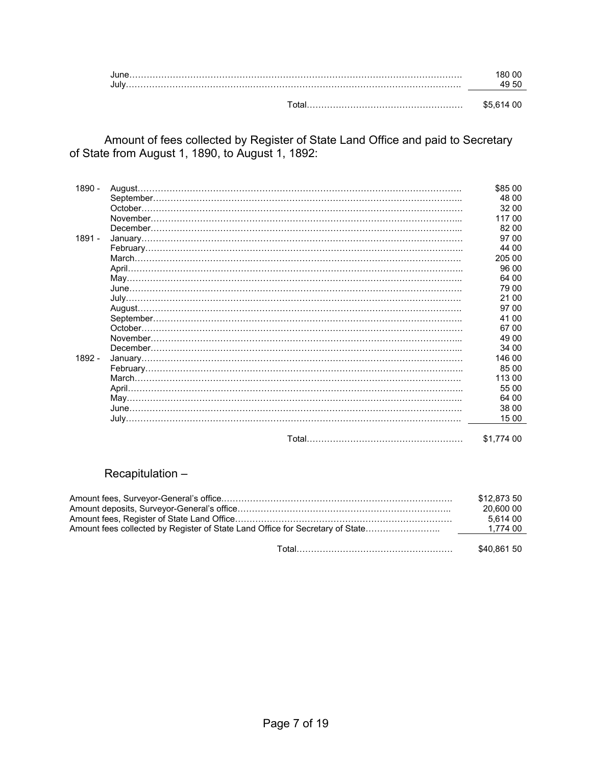| | |
|---|---|
| June | 180 00 |
| July | 49 50 |
| Total | $5,614 00 |

Amount of fees collected by Register of State Land Office and paid to Secretary of State from August 1, 1890, to August 1, 1892:

| | | |
|---|---|---|
| 1890 - | August | $85 00 |
| | September | 48 00 |
| | October | 32 00 |
| | November | 117 00 |
| | December | 82 00 |
| 1891 - | January | 97 00 |
| | February | 44 00 |
| | March | 205 00 |
| | April | 96 00 |
| | May | 64 00 |
| | June | 79 00 |
| | July | 21 00 |
| | August | 97 00 |
| | September | 41 00 |
| | October | 67 00 |
| | November | 49 00 |
| | December | 34 00 |
| 1892 - | January | 146 00 |
| | February | 85 00 |
| | March | 113 00 |
| | April | 55 00 |
| | May | 64 00 |
| | June | 38 00 |
| | July | 15 00 |
| | Total | $1,774 00 |

Recapitulation –

| | |
|---|---|
| Amount fees, Surveyor-General's office | $12,873 50 |
| Amount deposits, Surveyor-General's office | 20,600 00 |
| Amount fees, Register of State Land Office | 5,614 00 |
| Amount fees collected by Register of State Land Office for Secretary of State | 1,774 00 |
| Total | $40,861 50 |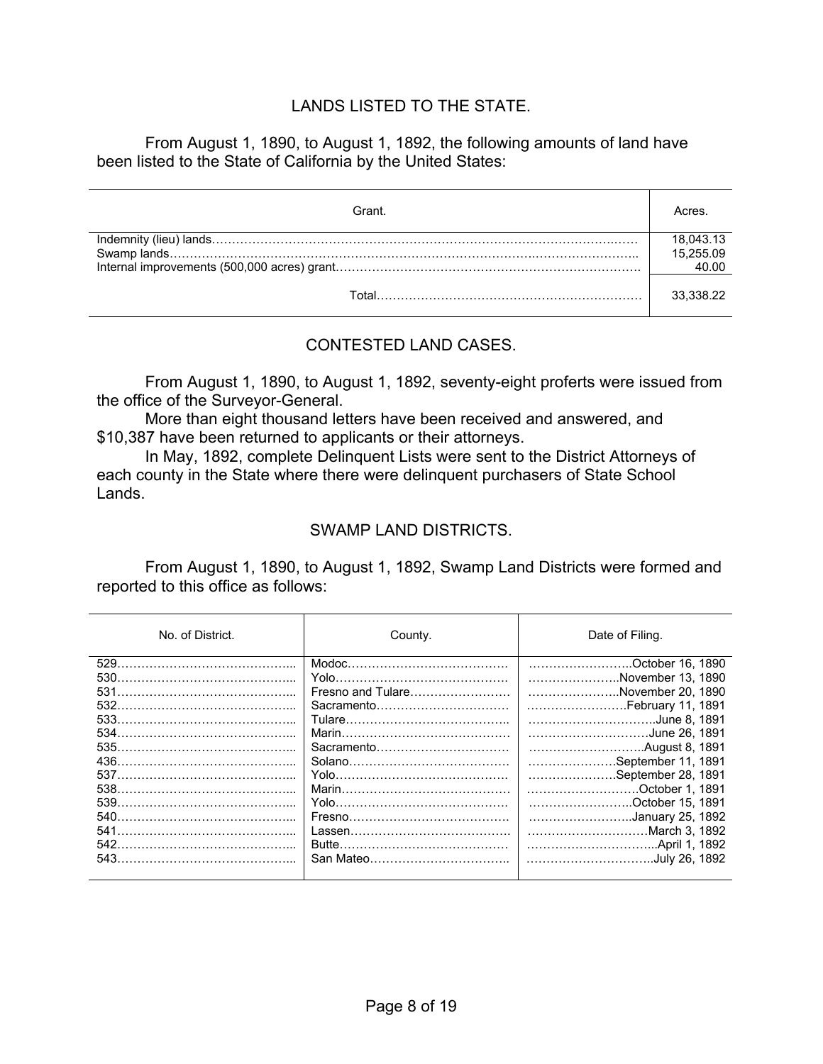## LANDS LISTED TO THE STATE.

From August 1, 1890, to August 1, 1892, the following amounts of land have been listed to the State of California by the United States:

| Grant. | Acres. |
|---|---|
| Indemnity (lieu) lands | 18,043.13 |
| Swamp lands | 15,255.09 |
| Internal improvements (500,000 acres) grant | 40.00 |
| Total | 33,338.22 |

## CONTESTED LAND CASES.

From August 1, 1890, to August 1, 1892, seventy-eight proferts were issued from the office of the Surveyor-General.

More than eight thousand letters have been received and answered, and $10,387 have been returned to applicants or their attorneys.

In May, 1892, complete Delinquent Lists were sent to the District Attorneys of each county in the State where there were delinquent purchasers of State School Lands.

## SWAMP LAND DISTRICTS.

From August 1, 1890, to August 1, 1892, Swamp Land Districts were formed and reported to this office as follows:

| No. of District. | County. | Date of Filing. |
|---|---|---|
| 529 | Modoc | October 16, 1890 |
| 530 | Yolo | November 13, 1890 |
| 531 | Fresno and Tulare | November 20, 1890 |
| 532 | Sacramento | February 11, 1891 |
| 533 | Tulare | June 8, 1891 |
| 534 | Marin | June 26, 1891 |
| 535 | Sacramento | August 8, 1891 |
| 436 | Solano | September 11, 1891 |
| 537 | Yolo | September 28, 1891 |
| 538 | Marin | October 1, 1891 |
| 539 | Yolo | October 15, 1891 |
| 540 | Fresno | January 25, 1892 |
| 541 | Lassen | March 3, 1892 |
| 542 | Butte | April 1, 1892 |
| 543 | San Mateo | July 26, 1892 |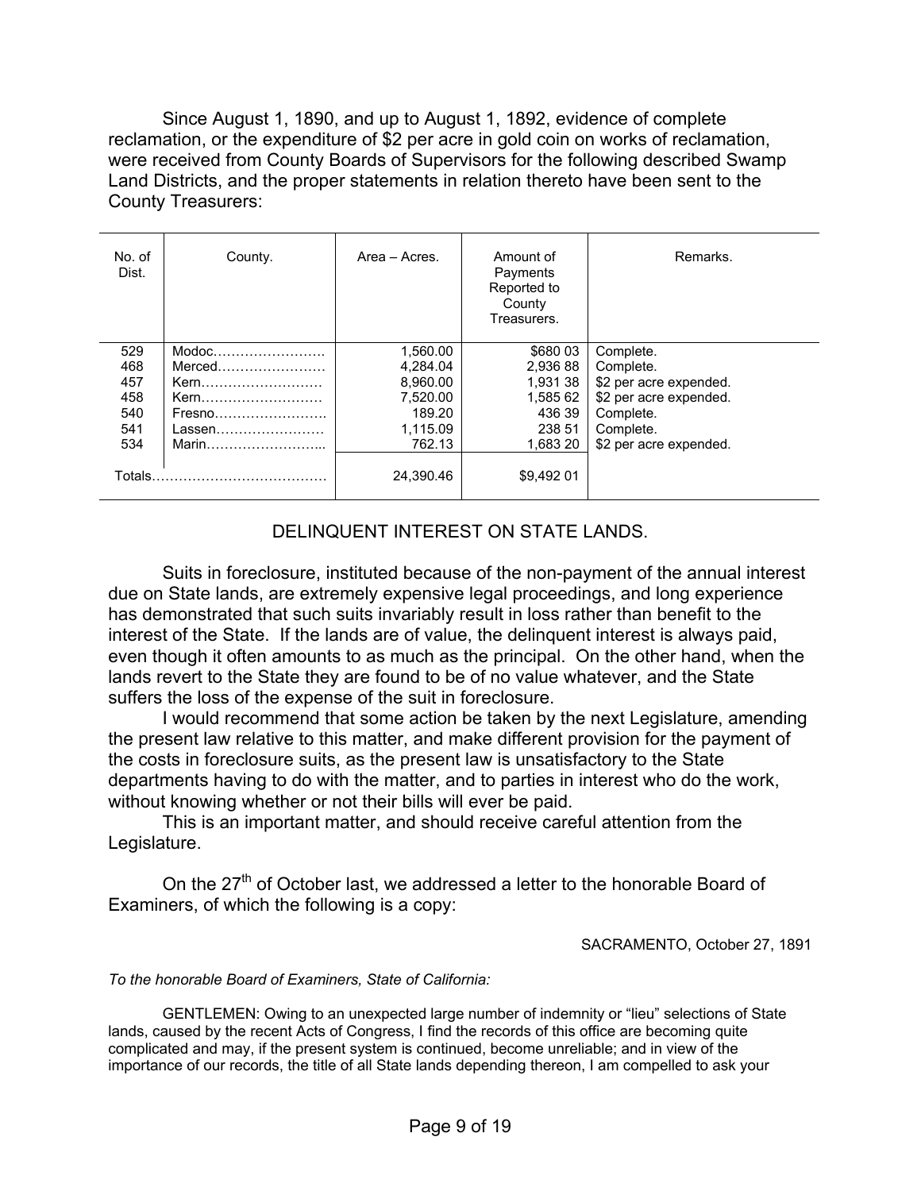Since August 1, 1890, and up to August 1, 1892, evidence of complete reclamation, or the expenditure of $2 per acre in gold coin on works of reclamation, were received from County Boards of Supervisors for the following described Swamp Land Districts, and the proper statements in relation thereto have been sent to the County Treasurers:

| No. of Dist. | County. | Area – Acres. | Amount of Payments Reported to County Treasurers. | Remarks. |
|---|---|---|---|---|
| 529 | Modoc…………………… | 1,560.00 | $680 03 | Complete. |
| 468 | Merced…………………… | 4,284.04 | 2,936 88 | Complete. |
| 457 | Kern……………………… | 8,960.00 | 1,931 38 | $2 per acre expended. |
| 458 | Kern……………………… | 7,520.00 | 1,585 62 | $2 per acre expended. |
| 540 | Fresno…………………… | 189.20 | 436 39 | Complete. |
| 541 | Lassen…………………… | 1,115.09 | 238 51 | Complete. |
| 534 | Marin……………………... | 762.13 | 1,683 20 | $2 per acre expended. |
| Totals………………………………… | | 24,390.46 | $9,492 01 | |

## DELINQUENT INTEREST ON STATE LANDS.

Suits in foreclosure, instituted because of the non-payment of the annual interest due on State lands, are extremely expensive legal proceedings, and long experience has demonstrated that such suits invariably result in loss rather than benefit to the interest of the State. If the lands are of value, the delinquent interest is always paid, even though it often amounts to as much as the principal. On the other hand, when the lands revert to the State they are found to be of no value whatever, and the State suffers the loss of the expense of the suit in foreclosure.

I would recommend that some action be taken by the next Legislature, amending the present law relative to this matter, and make different provision for the payment of the costs in foreclosure suits, as the present law is unsatisfactory to the State departments having to do with the matter, and to parties in interest who do the work, without knowing whether or not their bills will ever be paid.

This is an important matter, and should receive careful attention from the Legislature.

On the 27th of October last, we addressed a letter to the honorable Board of Examiners, of which the following is a copy:

SACRAMENTO, October 27, 1891

*To the honorable Board of Examiners, State of California:*

GENTLEMEN: Owing to an unexpected large number of indemnity or "lieu" selections of State lands, caused by the recent Acts of Congress, I find the records of this office are becoming quite complicated and may, if the present system is continued, become unreliable; and in view of the importance of our records, the title of all State lands depending thereon, I am compelled to ask your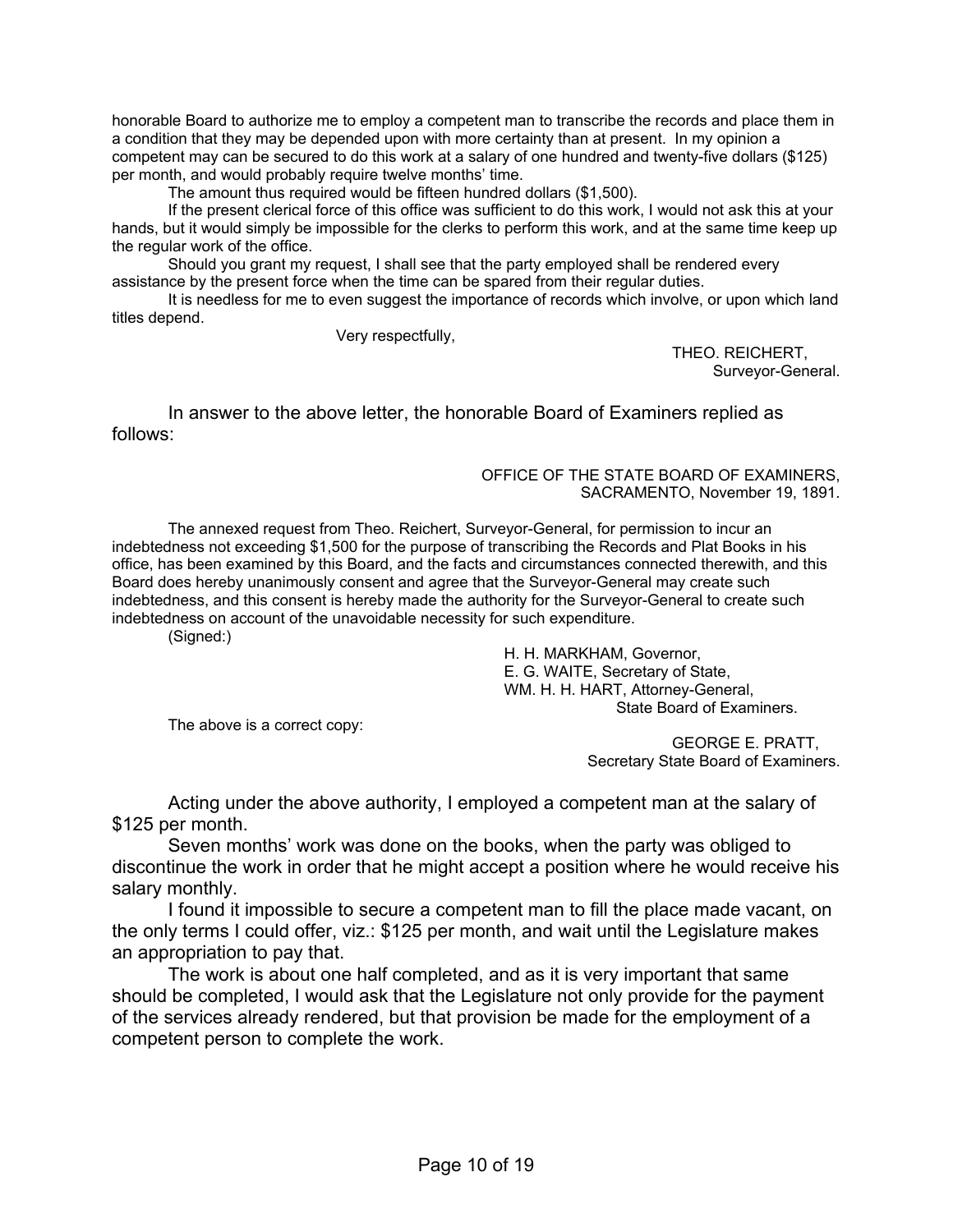honorable Board to authorize me to employ a competent man to transcribe the records and place them in a condition that they may be depended upon with more certainty than at present. In my opinion a competent may can be secured to do this work at a salary of one hundred and twenty-five dollars ($125) per month, and would probably require twelve months' time.

The amount thus required would be fifteen hundred dollars ($1,500).

If the present clerical force of this office was sufficient to do this work, I would not ask this at your hands, but it would simply be impossible for the clerks to perform this work, and at the same time keep up the regular work of the office.

Should you grant my request, I shall see that the party employed shall be rendered every assistance by the present force when the time can be spared from their regular duties.

It is needless for me to even suggest the importance of records which involve, or upon which land titles depend.

Very respectfully,

THEO. REICHERT,
Surveyor-General.

In answer to the above letter, the honorable Board of Examiners replied as follows:

OFFICE OF THE STATE BOARD OF EXAMINERS,
SACRAMENTO, November 19, 1891.

The annexed request from Theo. Reichert, Surveyor-General, for permission to incur an indebtedness not exceeding $1,500 for the purpose of transcribing the Records and Plat Books in his office, has been examined by this Board, and the facts and circumstances connected therewith, and this Board does hereby unanimously consent and agree that the Surveyor-General may create such indebtedness, and this consent is hereby made the authority for the Surveyor-General to create such indebtedness on account of the unavoidable necessity for such expenditure.

(Signed:)

H. H. MARKHAM, Governor,
E. G. WAITE, Secretary of State,
WM. H. H. HART, Attorney-General,
State Board of Examiners.

The above is a correct copy:

GEORGE E. PRATT,
Secretary State Board of Examiners.

Acting under the above authority, I employed a competent man at the salary of $125 per month.

Seven months' work was done on the books, when the party was obliged to discontinue the work in order that he might accept a position where he would receive his salary monthly.

I found it impossible to secure a competent man to fill the place made vacant, on the only terms I could offer, viz.: $125 per month, and wait until the Legislature makes an appropriation to pay that.

The work is about one half completed, and as it is very important that same should be completed, I would ask that the Legislature not only provide for the payment of the services already rendered, but that provision be made for the employment of a competent person to complete the work.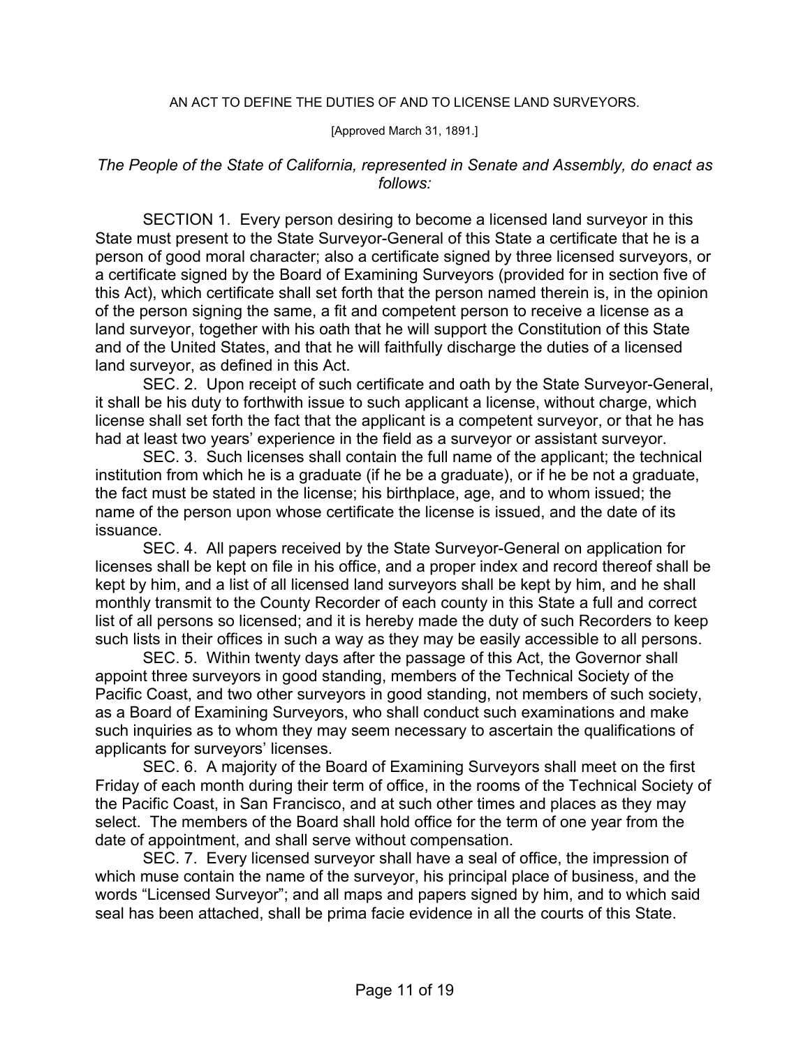AN ACT TO DEFINE THE DUTIES OF AND TO LICENSE LAND SURVEYORS.

[Approved March 31, 1891.]

*The People of the State of California, represented in Senate and Assembly, do enact as follows:*

SECTION 1. Every person desiring to become a licensed land surveyor in this State must present to the State Surveyor-General of this State a certificate that he is a person of good moral character; also a certificate signed by three licensed surveyors, or a certificate signed by the Board of Examining Surveyors (provided for in section five of this Act), which certificate shall set forth that the person named therein is, in the opinion of the person signing the same, a fit and competent person to receive a license as a land surveyor, together with his oath that he will support the Constitution of this State and of the United States, and that he will faithfully discharge the duties of a licensed land surveyor, as defined in this Act.

SEC. 2. Upon receipt of such certificate and oath by the State Surveyor-General, it shall be his duty to forthwith issue to such applicant a license, without charge, which license shall set forth the fact that the applicant is a competent surveyor, or that he has had at least two years' experience in the field as a surveyor or assistant surveyor.

SEC. 3. Such licenses shall contain the full name of the applicant; the technical institution from which he is a graduate (if he be a graduate), or if he be not a graduate, the fact must be stated in the license; his birthplace, age, and to whom issued; the name of the person upon whose certificate the license is issued, and the date of its issuance.

SEC. 4. All papers received by the State Surveyor-General on application for licenses shall be kept on file in his office, and a proper index and record thereof shall be kept by him, and a list of all licensed land surveyors shall be kept by him, and he shall monthly transmit to the County Recorder of each county in this State a full and correct list of all persons so licensed; and it is hereby made the duty of such Recorders to keep such lists in their offices in such a way as they may be easily accessible to all persons.

SEC. 5. Within twenty days after the passage of this Act, the Governor shall appoint three surveyors in good standing, members of the Technical Society of the Pacific Coast, and two other surveyors in good standing, not members of such society, as a Board of Examining Surveyors, who shall conduct such examinations and make such inquiries as to whom they may seem necessary to ascertain the qualifications of applicants for surveyors' licenses.

SEC. 6. A majority of the Board of Examining Surveyors shall meet on the first Friday of each month during their term of office, in the rooms of the Technical Society of the Pacific Coast, in San Francisco, and at such other times and places as they may select. The members of the Board shall hold office for the term of one year from the date of appointment, and shall serve without compensation.

SEC. 7. Every licensed surveyor shall have a seal of office, the impression of which muse contain the name of the surveyor, his principal place of business, and the words "Licensed Surveyor"; and all maps and papers signed by him, and to which said seal has been attached, shall be prima facie evidence in all the courts of this State.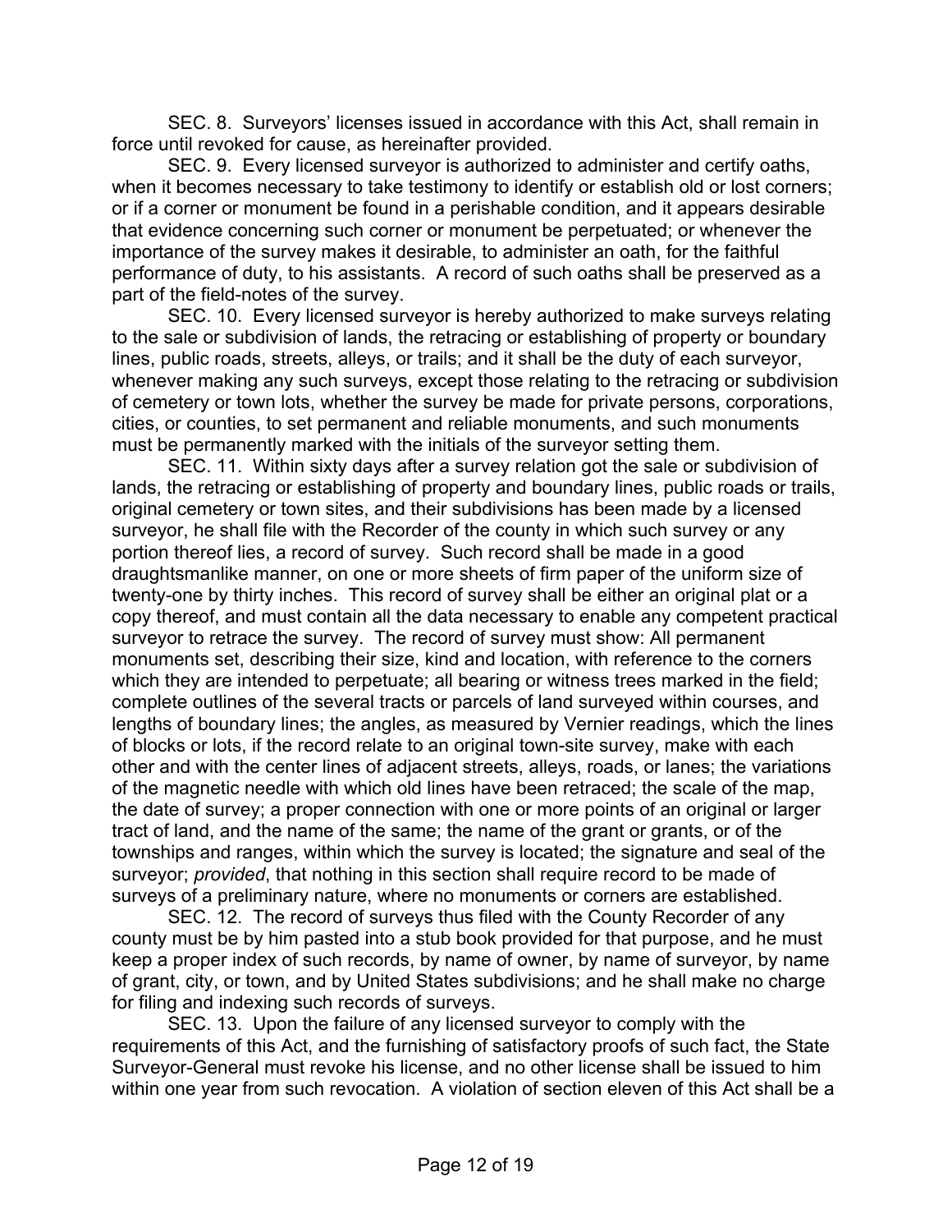SEC. 8. Surveyors' licenses issued in accordance with this Act, shall remain in force until revoked for cause, as hereinafter provided.

SEC. 9. Every licensed surveyor is authorized to administer and certify oaths, when it becomes necessary to take testimony to identify or establish old or lost corners; or if a corner or monument be found in a perishable condition, and it appears desirable that evidence concerning such corner or monument be perpetuated; or whenever the importance of the survey makes it desirable, to administer an oath, for the faithful performance of duty, to his assistants. A record of such oaths shall be preserved as a part of the field-notes of the survey.

SEC. 10. Every licensed surveyor is hereby authorized to make surveys relating to the sale or subdivision of lands, the retracing or establishing of property or boundary lines, public roads, streets, alleys, or trails; and it shall be the duty of each surveyor, whenever making any such surveys, except those relating to the retracing or subdivision of cemetery or town lots, whether the survey be made for private persons, corporations, cities, or counties, to set permanent and reliable monuments, and such monuments must be permanently marked with the initials of the surveyor setting them.

SEC. 11. Within sixty days after a survey relation got the sale or subdivision of lands, the retracing or establishing of property and boundary lines, public roads or trails, original cemetery or town sites, and their subdivisions has been made by a licensed surveyor, he shall file with the Recorder of the county in which such survey or any portion thereof lies, a record of survey. Such record shall be made in a good draughtsmanlike manner, on one or more sheets of firm paper of the uniform size of twenty-one by thirty inches. This record of survey shall be either an original plat or a copy thereof, and must contain all the data necessary to enable any competent practical surveyor to retrace the survey. The record of survey must show: All permanent monuments set, describing their size, kind and location, with reference to the corners which they are intended to perpetuate; all bearing or witness trees marked in the field; complete outlines of the several tracts or parcels of land surveyed within courses, and lengths of boundary lines; the angles, as measured by Vernier readings, which the lines of blocks or lots, if the record relate to an original town-site survey, make with each other and with the center lines of adjacent streets, alleys, roads, or lanes; the variations of the magnetic needle with which old lines have been retraced; the scale of the map, the date of survey; a proper connection with one or more points of an original or larger tract of land, and the name of the same; the name of the grant or grants, or of the townships and ranges, within which the survey is located; the signature and seal of the surveyor; *provided*, that nothing in this section shall require record to be made of surveys of a preliminary nature, where no monuments or corners are established.

SEC. 12. The record of surveys thus filed with the County Recorder of any county must be by him pasted into a stub book provided for that purpose, and he must keep a proper index of such records, by name of owner, by name of surveyor, by name of grant, city, or town, and by United States subdivisions; and he shall make no charge for filing and indexing such records of surveys.

SEC. 13. Upon the failure of any licensed surveyor to comply with the requirements of this Act, and the furnishing of satisfactory proofs of such fact, the State Surveyor-General must revoke his license, and no other license shall be issued to him within one year from such revocation. A violation of section eleven of this Act shall be a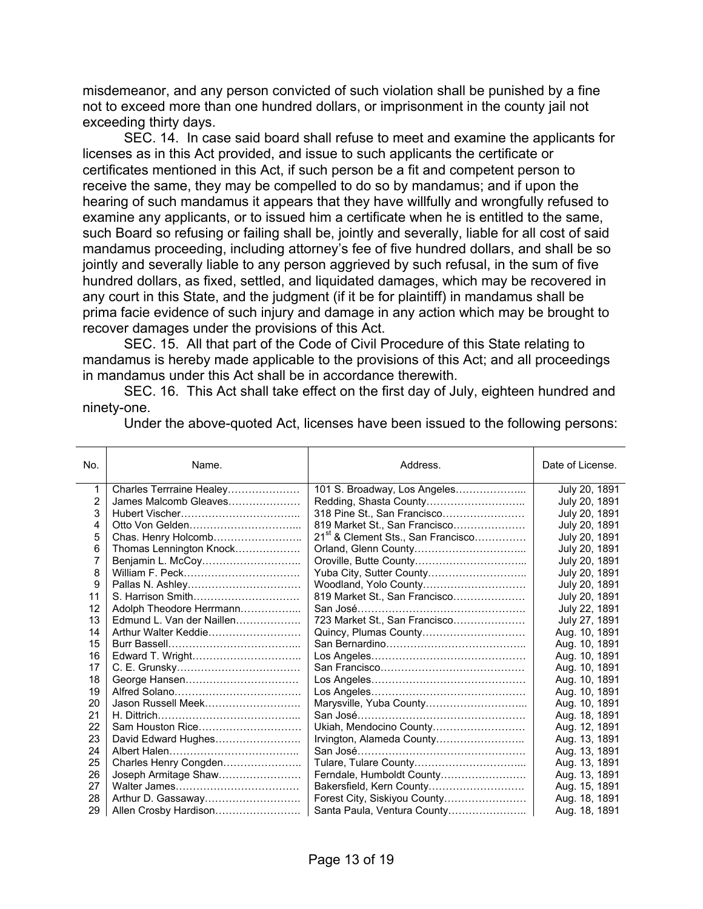misdemeanor, and any person convicted of such violation shall be punished by a fine not to exceed more than one hundred dollars, or imprisonment in the county jail not exceeding thirty days.

SEC. 14. In case said board shall refuse to meet and examine the applicants for licenses as in this Act provided, and issue to such applicants the certificate or certificates mentioned in this Act, if such person be a fit and competent person to receive the same, they may be compelled to do so by mandamus; and if upon the hearing of such mandamus it appears that they have willfully and wrongfully refused to examine any applicants, or to issued him a certificate when he is entitled to the same, such Board so refusing or failing shall be, jointly and severally, liable for all cost of said mandamus proceeding, including attorney's fee of five hundred dollars, and shall be so jointly and severally liable to any person aggrieved by such refusal, in the sum of five hundred dollars, as fixed, settled, and liquidated damages, which may be recovered in any court in this State, and the judgment (if it be for plaintiff) in mandamus shall be prima facie evidence of such injury and damage in any action which may be brought to recover damages under the provisions of this Act.

SEC. 15. All that part of the Code of Civil Procedure of this State relating to mandamus is hereby made applicable to the provisions of this Act; and all proceedings in mandamus under this Act shall be in accordance therewith.

SEC. 16. This Act shall take effect on the first day of July, eighteen hundred and ninety-one.

Under the above-quoted Act, licenses have been issued to the following persons:

| No. | Name. | Address. | Date of License. |
|---|---|---|---|
| 1 | Charles Terrraine Healey………………… | 101 S. Broadway, Los Angeles……………….. | July 20, 1891 |
| 2 | James Malcomb Gleaves………………… | Redding, Shasta County……………………….. | July 20, 1891 |
| 3 | Hubert Vischer…………………………….. | 318 Pine St., San Francisco…………………… | July 20, 1891 |
| 4 | Otto Von Gelden…………………………… | 819 Market St., San Francisco………………… | July 20, 1891 |
| 5 | Chas. Henry Holcomb…………………….. | 21st & Clement Sts., San Francisco…………… | July 20, 1891 |
| 6 | Thomas Lennington Knock……………… | Orland, Glenn County………………………….. | July 20, 1891 |
| 7 | Benjamin L. McCoy……………………….. | Oroville, Butte County………………………….. | July 20, 1891 |
| 8 | William F. Peck……………………………. | Yuba City, Sutter County……………………….. | July 20, 1891 |
| 9 | Pallas N. Ashley…………………………… | Woodland, Yolo County………………………… | July 20, 1891 |
| 11 | S. Harrison Smith………………………….. | 819 Market St., San Francisco………………… | July 20, 1891 |
| 12 | Adolph Theodore Herrmann……………... | San José………………………………………… | July 22, 1891 |
| 13 | Edmund L. Van der Naillen……………… | 723 Market St., San Francisco………………… | July 27, 1891 |
| 14 | Arthur Walter Keddie……………………… | Quincy, Plumas County………………………… | Aug. 10, 1891 |
| 15 | Burr Bassell……………………………….. | San Bernardino…………………………………. | Aug. 10, 1891 |
| 16 | Edward T. Wright………………………….. | Los Angeles…………………………………….. | Aug. 10, 1891 |
| 17 | C. E. Grunsky……………………………… | San Francisco…………………………………… | Aug. 10, 1891 |
| 18 | George Hansen……………………………. | Los Angeles…………………………………….. | Aug. 10, 1891 |
| 19 | Alfred Solano………………………………. | Los Angeles…………………………………….. | Aug. 10, 1891 |
| 20 | Jason Russell Meek………………………. | Marysville, Yuba County……………………….. | Aug. 10, 1891 |
| 21 | H. Dittrich………………………………….. | San José………………………………………… | Aug. 18, 1891 |
| 22 | Sam Houston Rice…………………………. | Ukiah, Mendocino County……………………… | Aug. 12, 1891 |
| 23 | David Edward Hughes…………………….. | Irvington, Alameda County…………………….. | Aug. 13, 1891 |
| 24 | Albert Halen………………………………... | San José………………………………………… | Aug. 13, 1891 |
| 25 | Charles Henry Congden…………………... | Tulare, Tulare County………………………….. | Aug. 13, 1891 |
| 26 | Joseph Armitage Shaw……………………. | Ferndale, Humboldt County……………………. | Aug. 13, 1891 |
| 27 | Walter James………………………………. | Bakersfield, Kern County………………………. | Aug. 15, 1891 |
| 28 | Arthur D. Gassaway……………………….. | Forest City, Siskiyou County…………………… | Aug. 18, 1891 |
| 29 | Allen Crosby Hardison…………………….. | Santa Paula, Ventura County………………….. | Aug. 18, 1891 |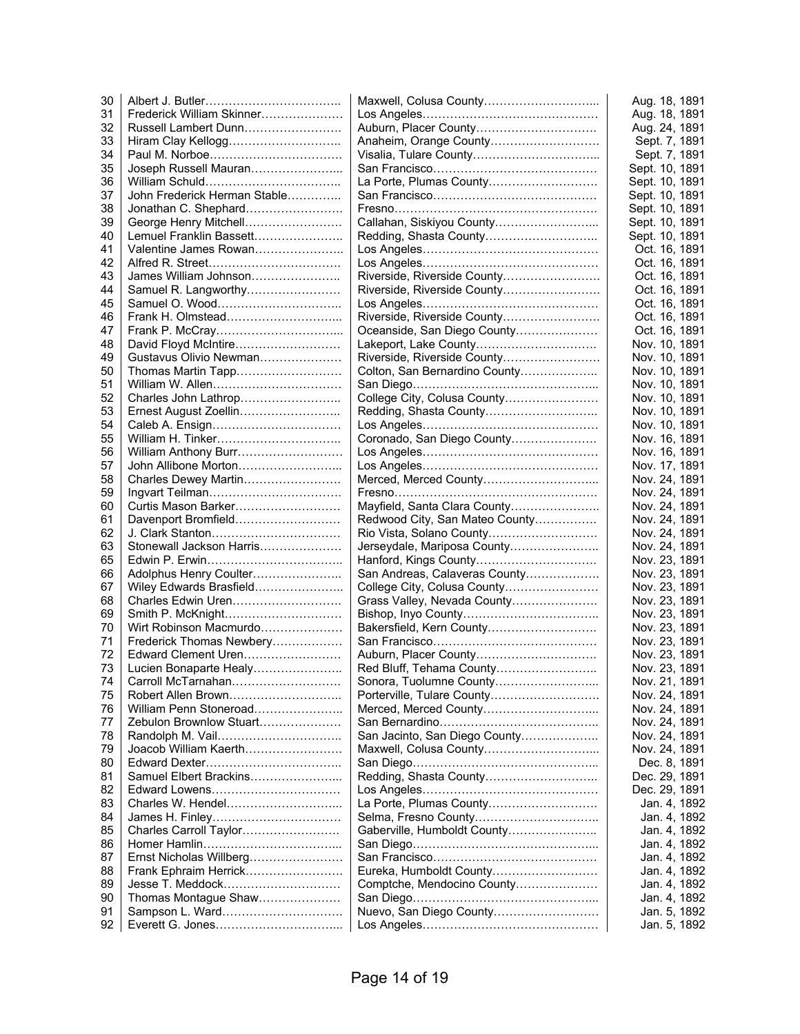| | | | |
|---|---|---|---|
| 30 | Albert J. Butler | Maxwell, Colusa County | Aug. 18, 1891 |
| 31 | Frederick William Skinner | Los Angeles | Aug. 18, 1891 |
| 32 | Russell Lambert Dunn | Auburn, Placer County | Aug. 24, 1891 |
| 33 | Hiram Clay Kellogg | Anaheim, Orange County | Sept. 7, 1891 |
| 34 | Paul M. Norboe | Visalia, Tulare County | Sept. 7, 1891 |
| 35 | Joseph Russell Mauran | San Francisco | Sept. 10, 1891 |
| 36 | William Schuld | La Porte, Plumas County | Sept. 10, 1891 |
| 37 | John Frederick Herman Stable | San Francisco | Sept. 10, 1891 |
| 38 | Jonathan C. Shephard | Fresno | Sept. 10, 1891 |
| 39 | George Henry Mitchell | Callahan, Siskiyou County | Sept. 10, 1891 |
| 40 | Lemuel Franklin Bassett | Redding, Shasta County | Sept. 10, 1891 |
| 41 | Valentine James Rowan | Los Angeles | Oct. 16, 1891 |
| 42 | Alfred R. Street | Los Angeles | Oct. 16, 1891 |
| 43 | James William Johnson | Riverside, Riverside County | Oct. 16, 1891 |
| 44 | Samuel R. Langworthy | Riverside, Riverside County | Oct. 16, 1891 |
| 45 | Samuel O. Wood | Los Angeles | Oct. 16, 1891 |
| 46 | Frank H. Olmstead | Riverside, Riverside County | Oct. 16, 1891 |
| 47 | Frank P. McCray | Oceanside, San Diego County | Oct. 16, 1891 |
| 48 | David Floyd McIntire | Lakeport, Lake County | Nov. 10, 1891 |
| 49 | Gustavus Olivio Newman | Riverside, Riverside County | Nov. 10, 1891 |
| 50 | Thomas Martin Tapp | Colton, San Bernardino County | Nov. 10, 1891 |
| 51 | William W. Allen | San Diego | Nov. 10, 1891 |
| 52 | Charles John Lathrop | College City, Colusa County | Nov. 10, 1891 |
| 53 | Ernest August Zoellin | Redding, Shasta County | Nov. 10, 1891 |
| 54 | Caleb A. Ensign | Los Angeles | Nov. 10, 1891 |
| 55 | William H. Tinker | Coronado, San Diego County | Nov. 16, 1891 |
| 56 | William Anthony Burr | Los Angeles | Nov. 16, 1891 |
| 57 | John Allibone Morton | Los Angeles | Nov. 17, 1891 |
| 58 | Charles Dewey Martin | Merced, Merced County | Nov. 24, 1891 |
| 59 | Ingvart Teilman | Fresno | Nov. 24, 1891 |
| 60 | Curtis Mason Barker | Mayfield, Santa Clara County | Nov. 24, 1891 |
| 61 | Davenport Bromfield | Redwood City, San Mateo County | Nov. 24, 1891 |
| 62 | J. Clark Stanton | Rio Vista, Solano County | Nov. 24, 1891 |
| 63 | Stonewall Jackson Harris | Jerseydale, Mariposa County | Nov. 24, 1891 |
| 65 | Edwin P. Erwin | Hanford, Kings County | Nov. 23, 1891 |
| 66 | Adolphus Henry Coulter | San Andreas, Calaveras County | Nov. 23, 1891 |
| 67 | Wiley Edwards Brasfield | College City, Colusa County | Nov. 23, 1891 |
| 68 | Charles Edwin Uren | Grass Valley, Nevada County | Nov. 23, 1891 |
| 69 | Smith P. McKnight | Bishop, Inyo County | Nov. 23, 1891 |
| 70 | Wirt Robinson Macmurdo | Bakersfield, Kern County | Nov. 23, 1891 |
| 71 | Frederick Thomas Newbery | San Francisco | Nov. 23, 1891 |
| 72 | Edward Clement Uren | Auburn, Placer County | Nov. 23, 1891 |
| 73 | Lucien Bonaparte Healy | Red Bluff, Tehama County | Nov. 23, 1891 |
| 74 | Carroll McTarnahan | Sonora, Tuolumne County | Nov. 21, 1891 |
| 75 | Robert Allen Brown | Porterville, Tulare County | Nov. 24, 1891 |
| 76 | William Penn Stoneroad | Merced, Merced County | Nov. 24, 1891 |
| 77 | Zebulon Brownlow Stuart | San Bernardino | Nov. 24, 1891 |
| 78 | Randolph M. Vail | San Jacinto, San Diego County | Nov. 24, 1891 |
| 79 | Joacob William Kaerth | Maxwell, Colusa County | Nov. 24, 1891 |
| 80 | Edward Dexter | San Diego | Dec. 8, 1891 |
| 81 | Samuel Elbert Brackins | Redding, Shasta County | Dec. 29, 1891 |
| 82 | Edward Lowens | Los Angeles | Dec. 29, 1891 |
| 83 | Charles W. Hendel | La Porte, Plumas County | Jan. 4, 1892 |
| 84 | James H. Finley | Selma, Fresno County | Jan. 4, 1892 |
| 85 | Charles Carroll Taylor | Gaberville, Humboldt County | Jan. 4, 1892 |
| 86 | Homer Hamlin | San Diego | Jan. 4, 1892 |
| 87 | Ernst Nicholas Willberg | San Francisco | Jan. 4, 1892 |
| 88 | Frank Ephraim Herrick | Eureka, Humboldt County | Jan. 4, 1892 |
| 89 | Jesse T. Meddock | Comptche, Mendocino County | Jan. 4, 1892 |
| 90 | Thomas Montague Shaw | San Diego | Jan. 4, 1892 |
| 91 | Sampson L. Ward | Nuevo, San Diego County | Jan. 5, 1892 |
| 92 | Everett G. Jones | Los Angeles | Jan. 5, 1892 |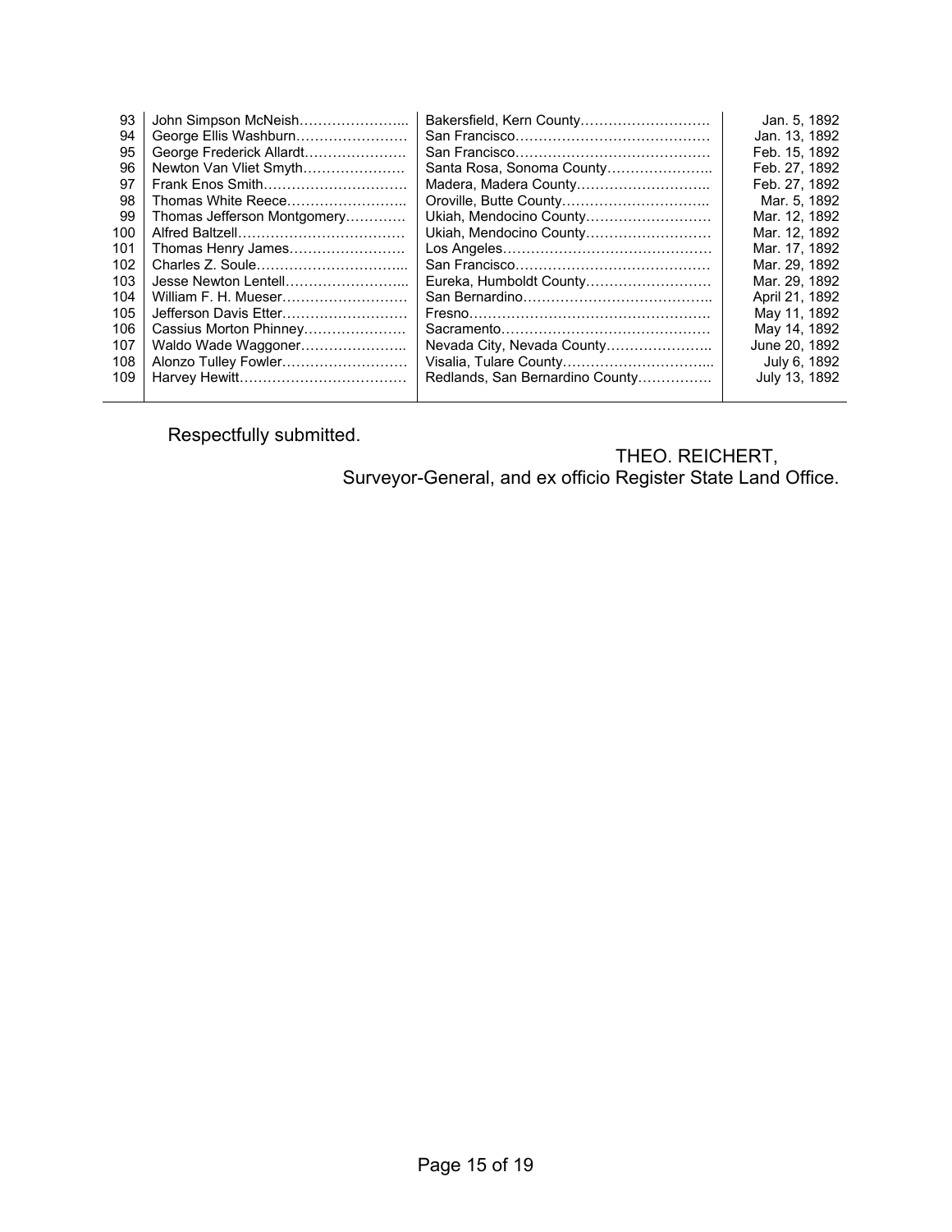| | | | |
|---|---|---|---|
| 93 | John Simpson McNeish………………….. | Bakersfield, Kern County……………………… | Jan. 5, 1892 |
| 94 | George Ellis Washburn…………………… | San Francisco…………………………………… | Jan. 13, 1892 |
| 95 | George Frederick Allardt…………………. | San Francisco…………………………………… | Feb. 15, 1892 |
| 96 | Newton Van Vliet Smyth…………………. | Santa Rosa, Sonoma County………………….. | Feb. 27, 1892 |
| 97 | Frank Enos Smith…………………………. | Madera, Madera County……………………….. | Feb. 27, 1892 |
| 98 | Thomas White Reece…………………….. | Oroville, Butte County………………………….. | Mar. 5, 1892 |
| 99 | Thomas Jefferson Montgomery…………. | Ukiah, Mendocino County……………………… | Mar. 12, 1892 |
| 100 | Alfred Baltzell……………………………… | Ukiah, Mendocino County……………………… | Mar. 12, 1892 |
| 101 | Thomas Henry James……………………. | Los Angeles……………………………………… | Mar. 17, 1892 |
| 102 | Charles Z. Soule………………………….. | San Francisco…………………………………… | Mar. 29, 1892 |
| 103 | Jesse Newton Lentell…………………….. | Eureka, Humboldt County……………………… | Mar. 29, 1892 |
| 104 | William F. H. Mueser……………………… | San Bernardino………………………………….. | April 21, 1892 |
| 105 | Jefferson Davis Etter……………………… | Fresno……………………………………………. | May 11, 1892 |
| 106 | Cassius Morton Phinney…………………. | Sacramento……………………………………… | May 14, 1892 |
| 107 | Waldo Wade Waggoner………………….. | Nevada City, Nevada County…………………. | June 20, 1892 |
| 108 | Alonzo Tulley Fowler……………………… | Visalia, Tulare County………………………….. | July 6, 1892 |
| 109 | Harvey Hewitt……………………………… | Redlands, San Bernardino County……………. | July 13, 1892 |

Respectfully submitted.

THEO. REICHERT,
Surveyor-General, and ex officio Register State Land Office.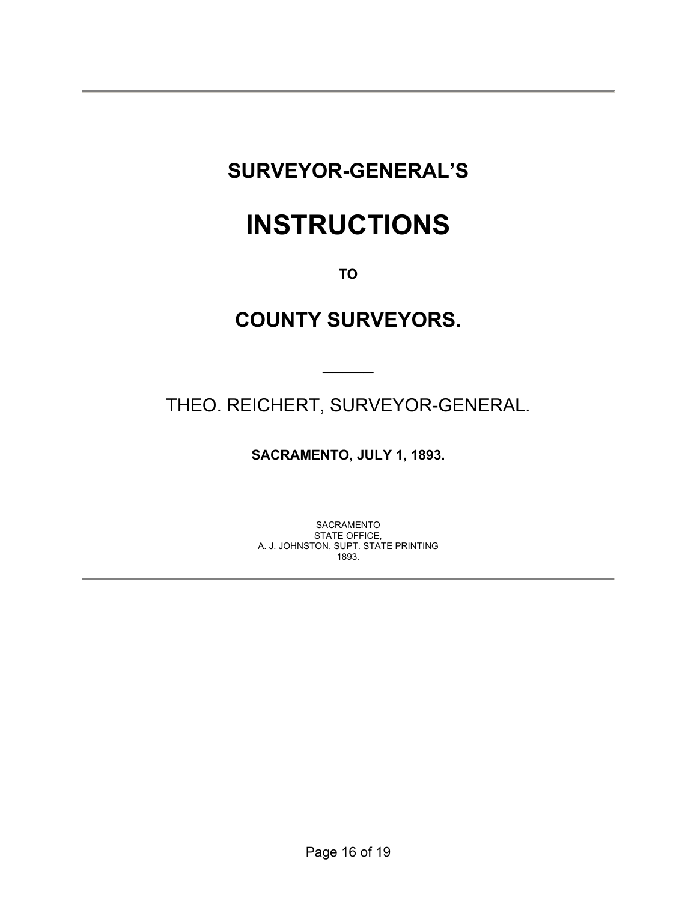# SURVEYOR-GENERAL'S

# INSTRUCTIONS

**TO**

# COUNTY SURVEYORS.

---

THEO. REICHERT, SURVEYOR-GENERAL.

**SACRAMENTO, JULY 1, 1893.**

SACRAMENTO
STATE OFFICE,
A. J. JOHNSTON, SUPT. STATE PRINTING
1893.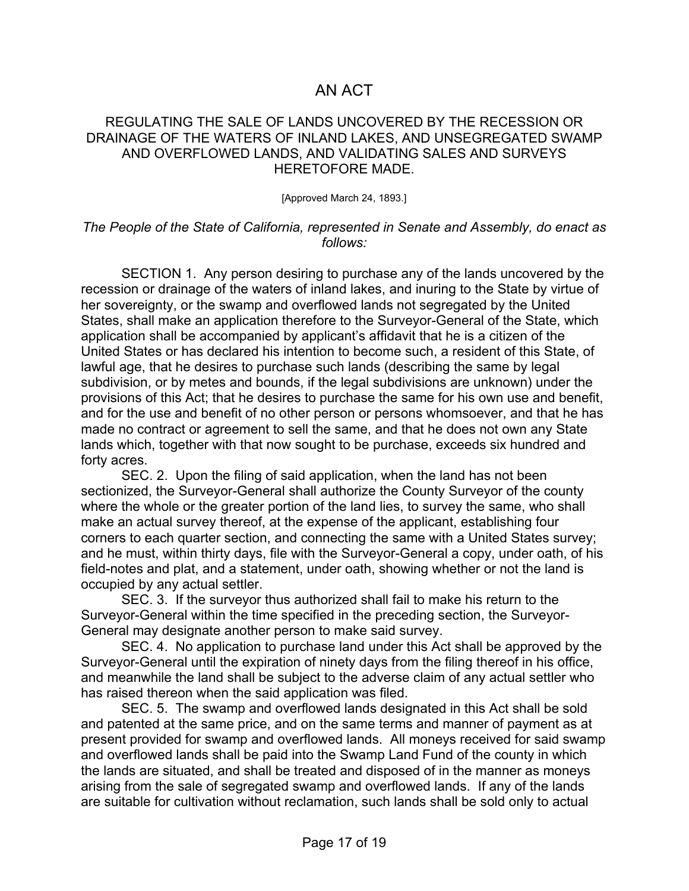# AN ACT

## REGULATING THE SALE OF LANDS UNCOVERED BY THE RECESSION OR DRAINAGE OF THE WATERS OF INLAND LAKES, AND UNSEGREGATED SWAMP AND OVERFLOWED LANDS, AND VALIDATING SALES AND SURVEYS HERETOFORE MADE.

[Approved March 24, 1893.]

*The People of the State of California, represented in Senate and Assembly, do enact as follows:*

SECTION 1. Any person desiring to purchase any of the lands uncovered by the recession or drainage of the waters of inland lakes, and inuring to the State by virtue of her sovereignty, or the swamp and overflowed lands not segregated by the United States, shall make an application therefore to the Surveyor-General of the State, which application shall be accompanied by applicant's affidavit that he is a citizen of the United States or has declared his intention to become such, a resident of this State, of lawful age, that he desires to purchase such lands (describing the same by legal subdivision, or by metes and bounds, if the legal subdivisions are unknown) under the provisions of this Act; that he desires to purchase the same for his own use and benefit, and for the use and benefit of no other person or persons whomsoever, and that he has made no contract or agreement to sell the same, and that he does not own any State lands which, together with that now sought to be purchase, exceeds six hundred and forty acres.

SEC. 2. Upon the filing of said application, when the land has not been sectionized, the Surveyor-General shall authorize the County Surveyor of the county where the whole or the greater portion of the land lies, to survey the same, who shall make an actual survey thereof, at the expense of the applicant, establishing four corners to each quarter section, and connecting the same with a United States survey; and he must, within thirty days, file with the Surveyor-General a copy, under oath, of his field-notes and plat, and a statement, under oath, showing whether or not the land is occupied by any actual settler.

SEC. 3. If the surveyor thus authorized shall fail to make his return to the Surveyor-General within the time specified in the preceding section, the Surveyor-General may designate another person to make said survey.

SEC. 4. No application to purchase land under this Act shall be approved by the Surveyor-General until the expiration of ninety days from the filing thereof in his office, and meanwhile the land shall be subject to the adverse claim of any actual settler who has raised thereon when the said application was filed.

SEC. 5. The swamp and overflowed lands designated in this Act shall be sold and patented at the same price, and on the same terms and manner of payment as at present provided for swamp and overflowed lands. All moneys received for said swamp and overflowed lands shall be paid into the Swamp Land Fund of the county in which the lands are situated, and shall be treated and disposed of in the manner as moneys arising from the sale of segregated swamp and overflowed lands. If any of the lands are suitable for cultivation without reclamation, such lands shall be sold only to actual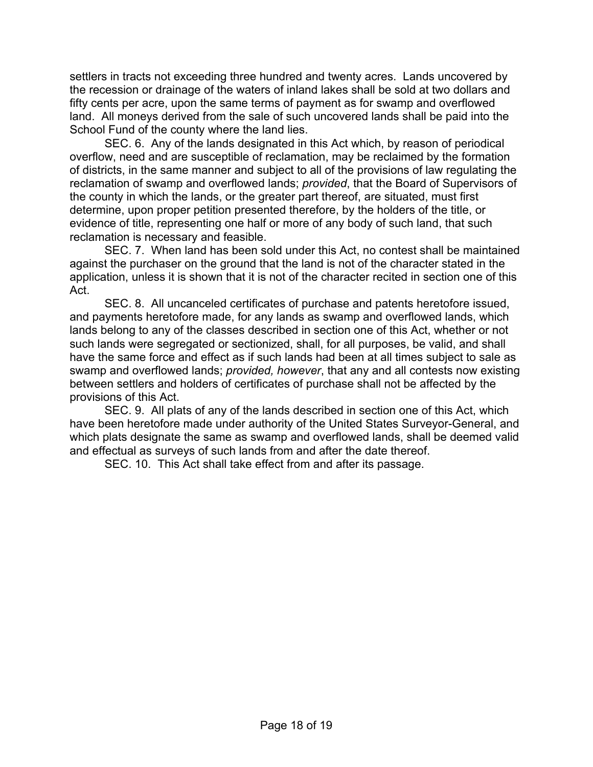settlers in tracts not exceeding three hundred and twenty acres. Lands uncovered by the recession or drainage of the waters of inland lakes shall be sold at two dollars and fifty cents per acre, upon the same terms of payment as for swamp and overflowed land. All moneys derived from the sale of such uncovered lands shall be paid into the School Fund of the county where the land lies.

SEC. 6. Any of the lands designated in this Act which, by reason of periodical overflow, need and are susceptible of reclamation, may be reclaimed by the formation of districts, in the same manner and subject to all of the provisions of law regulating the reclamation of swamp and overflowed lands; *provided*, that the Board of Supervisors of the county in which the lands, or the greater part thereof, are situated, must first determine, upon proper petition presented therefore, by the holders of the title, or evidence of title, representing one half or more of any body of such land, that such reclamation is necessary and feasible.

SEC. 7. When land has been sold under this Act, no contest shall be maintained against the purchaser on the ground that the land is not of the character stated in the application, unless it is shown that it is not of the character recited in section one of this Act.

SEC. 8. All uncanceled certificates of purchase and patents heretofore issued, and payments heretofore made, for any lands as swamp and overflowed lands, which lands belong to any of the classes described in section one of this Act, whether or not such lands were segregated or sectionized, shall, for all purposes, be valid, and shall have the same force and effect as if such lands had been at all times subject to sale as swamp and overflowed lands; *provided, however*, that any and all contests now existing between settlers and holders of certificates of purchase shall not be affected by the provisions of this Act.

SEC. 9. All plats of any of the lands described in section one of this Act, which have been heretofore made under authority of the United States Surveyor-General, and which plats designate the same as swamp and overflowed lands, shall be deemed valid and effectual as surveys of such lands from and after the date thereof.

SEC. 10. This Act shall take effect from and after its passage.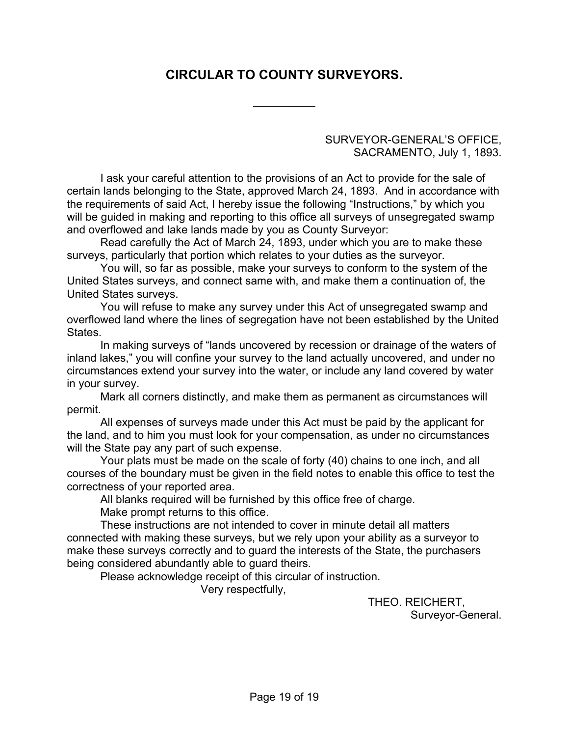# CIRCULAR TO COUNTY SURVEYORS.

---

SURVEYOR-GENERAL'S OFFICE,
SACRAMENTO, July 1, 1893.

I ask your careful attention to the provisions of an Act to provide for the sale of certain lands belonging to the State, approved March 24, 1893. And in accordance with the requirements of said Act, I hereby issue the following "Instructions," by which you will be guided in making and reporting to this office all surveys of unsegregated swamp and overflowed and lake lands made by you as County Surveyor:

Read carefully the Act of March 24, 1893, under which you are to make these surveys, particularly that portion which relates to your duties as the surveyor.

You will, so far as possible, make your surveys to conform to the system of the United States surveys, and connect same with, and make them a continuation of, the United States surveys.

You will refuse to make any survey under this Act of unsegregated swamp and overflowed land where the lines of segregation have not been established by the United States.

In making surveys of "lands uncovered by recession or drainage of the waters of inland lakes," you will confine your survey to the land actually uncovered, and under no circumstances extend your survey into the water, or include any land covered by water in your survey.

Mark all corners distinctly, and make them as permanent as circumstances will permit.

All expenses of surveys made under this Act must be paid by the applicant for the land, and to him you must look for your compensation, as under no circumstances will the State pay any part of such expense.

Your plats must be made on the scale of forty (40) chains to one inch, and all courses of the boundary must be given in the field notes to enable this office to test the correctness of your reported area.

All blanks required will be furnished by this office free of charge.

Make prompt returns to this office.

These instructions are not intended to cover in minute detail all matters connected with making these surveys, but we rely upon your ability as a surveyor to make these surveys correctly and to guard the interests of the State, the purchasers being considered abundantly able to guard theirs.

Please acknowledge receipt of this circular of instruction.

Very respectfully,

THEO. REICHERT,
Surveyor-General.